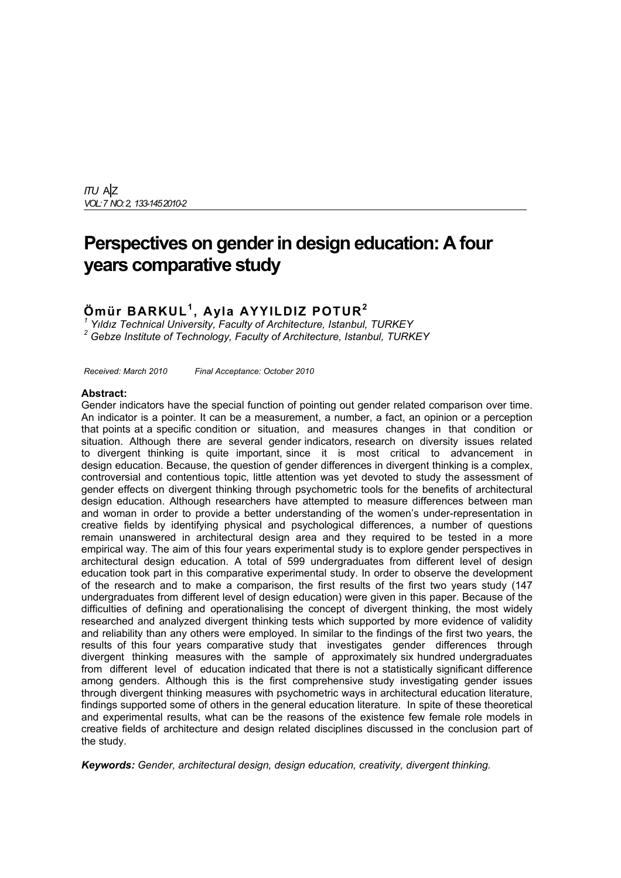# Perspectives on gender in design education: A four years comparative study

## Ömür BARKUL[1], Ayla AYYILDIZ POTUR[2]

[1] *Yıldız Technical University, Faculty of Architecture, Istanbul, TURKEY*
[2] *Gebze Institute of Technology, Faculty of Architecture, Istanbul, TURKEY*

*Received: March 2010 Final Acceptance: October 2010*

**Abstract:**

Gender indicators have the special function of pointing out gender related comparison over time. An indicator is a pointer. It can be a measurement, a number, a fact, an opinion or a perception that points at a specific condition or situation, and measures changes in that condition or situation. Although there are several gender indicators, research on diversity issues related to divergent thinking is quite important, since it is most critical to advancement in design education. Because, the question of gender differences in divergent thinking is a complex, controversial and contentious topic, little attention was yet devoted to study the assessment of gender effects on divergent thinking through psychometric tools for the benefits of architectural design education. Although researchers have attempted to measure differences between man and woman in order to provide a better understanding of the women's under-representation in creative fields by identifying physical and psychological differences, a number of questions remain unanswered in architectural design area and they required to be tested in a more empirical way. The aim of this four years experimental study is to explore gender perspectives in architectural design education. A total of 599 undergraduates from different level of design education took part in this comparative experimental study. In order to observe the development of the research and to make a comparison, the first results of the first two years study (147 undergraduates from different level of design education) were given in this paper. Because of the difficulties of defining and operationalising the concept of divergent thinking, the most widely researched and analyzed divergent thinking tests which supported by more evidence of validity and reliability than any others were employed. In similar to the findings of the first two years, the results of this four years comparative study that investigates gender differences through divergent thinking measures with the sample of approximately six hundred undergraduates from different level of education indicated that there is not a statistically significant difference among genders. Although this is the first comprehensive study investigating gender issues through divergent thinking measures with psychometric ways in architectural education literature, findings supported some of others in the general education literature. In spite of these theoretical and experimental results, what can be the reasons of the existence few female role models in creative fields of architecture and design related disciplines discussed in the conclusion part of the study.

***Keywords:*** *Gender, architectural design, design education, creativity, divergent thinking.*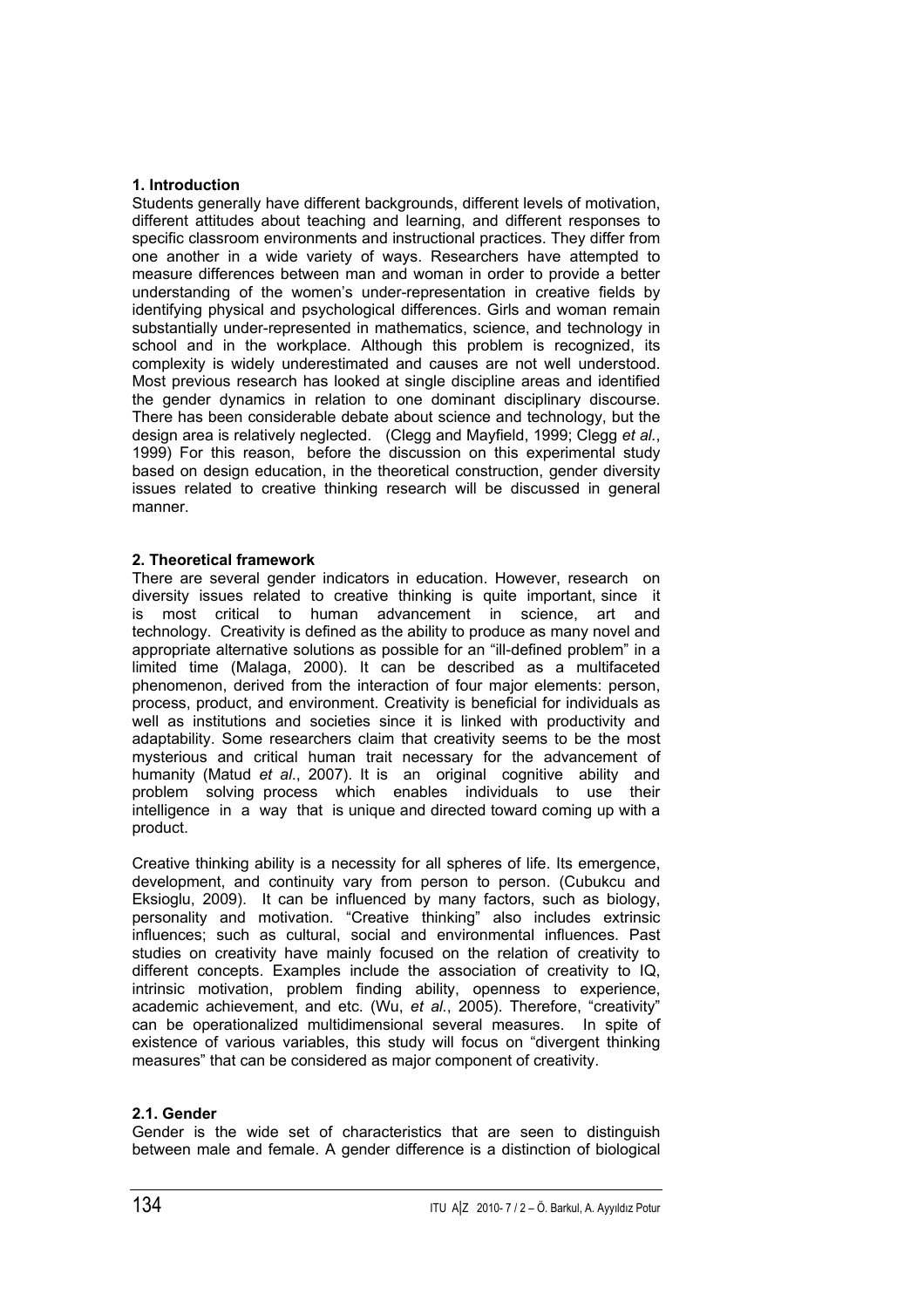## 1. Introduction

Students generally have different backgrounds, different levels of motivation, different attitudes about teaching and learning, and different responses to specific classroom environments and instructional practices. They differ from one another in a wide variety of ways. Researchers have attempted to measure differences between man and woman in order to provide a better understanding of the women's under-representation in creative fields by identifying physical and psychological differences. Girls and woman remain substantially under-represented in mathematics, science, and technology in school and in the workplace. Although this problem is recognized, its complexity is widely underestimated and causes are not well understood. Most previous research has looked at single discipline areas and identified the gender dynamics in relation to one dominant disciplinary discourse. There has been considerable debate about science and technology, but the design area is relatively neglected. (Clegg and Mayfield, 1999; Clegg *et al.*, 1999) For this reason, before the discussion on this experimental study based on design education, in the theoretical construction, gender diversity issues related to creative thinking research will be discussed in general manner.

## 2. Theoretical framework

There are several gender indicators in education. However, research on diversity issues related to creative thinking is quite important, since it is most critical to human advancement in science, art and technology. Creativity is defined as the ability to produce as many novel and appropriate alternative solutions as possible for an "ill-defined problem" in a limited time (Malaga, 2000). It can be described as a multifaceted phenomenon, derived from the interaction of four major elements: person, process, product, and environment. Creativity is beneficial for individuals as well as institutions and societies since it is linked with productivity and adaptability. Some researchers claim that creativity seems to be the most mysterious and critical human trait necessary for the advancement of humanity (Matud *et al*., 2007). It is an original cognitive ability and problem solving process which enables individuals to use their intelligence in a way that is unique and directed toward coming up with a product.

Creative thinking ability is a necessity for all spheres of life. Its emergence, development, and continuity vary from person to person. (Cubukcu and Eksioglu, 2009). It can be influenced by many factors, such as biology, personality and motivation. "Creative thinking" also includes extrinsic influences; such as cultural, social and environmental influences. Past studies on creativity have mainly focused on the relation of creativity to different concepts. Examples include the association of creativity to IQ, intrinsic motivation, problem finding ability, openness to experience, academic achievement, and etc. (Wu, *et al*., 2005). Therefore, "creativity" can be operationalized multidimensional several measures. In spite of existence of various variables, this study will focus on "divergent thinking measures" that can be considered as major component of creativity.

### 2.1. Gender

Gender is the wide set of characteristics that are seen to distinguish between male and female. A gender difference is a distinction of biological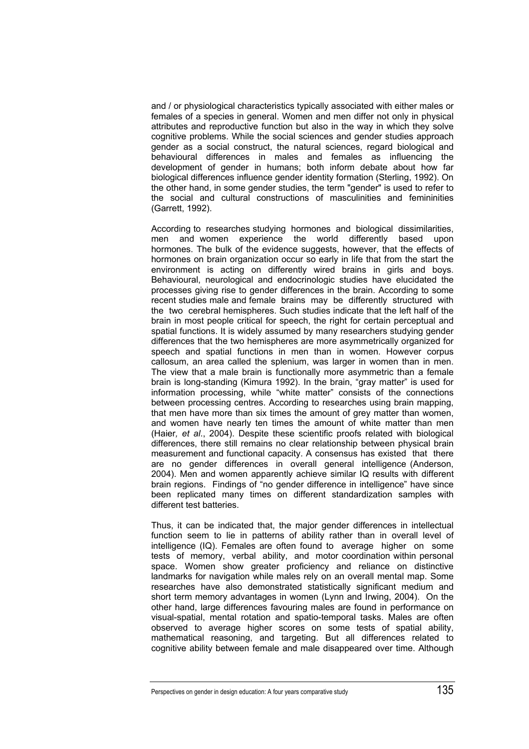and / or physiological characteristics typically associated with either males or females of a species in general. Women and men differ not only in physical attributes and reproductive function but also in the way in which they solve cognitive problems. While the social sciences and gender studies approach gender as a social construct, the natural sciences, regard biological and behavioural differences in males and females as influencing the development of gender in humans; both inform debate about how far biological differences influence gender identity formation (Sterling, 1992). On the other hand, in some gender studies, the term "gender" is used to refer to the social and cultural constructions of masculinities and femininities (Garrett, 1992).

According to researches studying hormones and biological dissimilarities, men and women experience the world differently based upon hormones. The bulk of the evidence suggests, however, that the effects of hormones on brain organization occur so early in life that from the start the environment is acting on differently wired brains in girls and boys. Behavioural, neurological and endocrinologic studies have elucidated the processes giving rise to gender differences in the brain. According to some recent studies male and female brains may be differently structured with the two cerebral hemispheres. Such studies indicate that the left half of the brain in most people critical for speech, the right for certain perceptual and spatial functions. It is widely assumed by many researchers studying gender differences that the two hemispheres are more asymmetrically organized for speech and spatial functions in men than in women. However corpus callosum, an area called the splenium, was larger in women than in men. The view that a male brain is functionally more asymmetric than a female brain is long-standing (Kimura 1992). In the brain, "gray matter" is used for information processing, while "white matter" consists of the connections between processing centres. According to researches using brain mapping, that men have more than six times the amount of grey matter than women, and women have nearly ten times the amount of white matter than men (Haier*, et al*., 2004). Despite these scientific proofs related with biological differences, there still remains no clear relationship between physical brain measurement and functional capacity. A consensus has existed that there are no gender differences in overall general intelligence (Anderson, 2004). Men and women apparently achieve similar IQ results with different brain regions. Findings of "no gender difference in intelligence" have since been replicated many times on different standardization samples with different test batteries.

Thus, it can be indicated that, the major gender differences in intellectual function seem to lie in patterns of ability rather than in overall level of intelligence (IQ). Females are often found to average higher on some tests of memory, verbal ability, and motor coordination within personal space. Women show greater proficiency and reliance on distinctive landmarks for navigation while males rely on an overall mental map. Some researches have also demonstrated statistically significant medium and short term memory advantages in women (Lynn and Irwing, 2004). On the other hand, large differences favouring males are found in performance on visual-spatial, mental rotation and spatio-temporal tasks. Males are often observed to average higher scores on some tests of spatial ability, mathematical reasoning, and targeting. But all differences related to cognitive ability between female and male disappeared over time. Although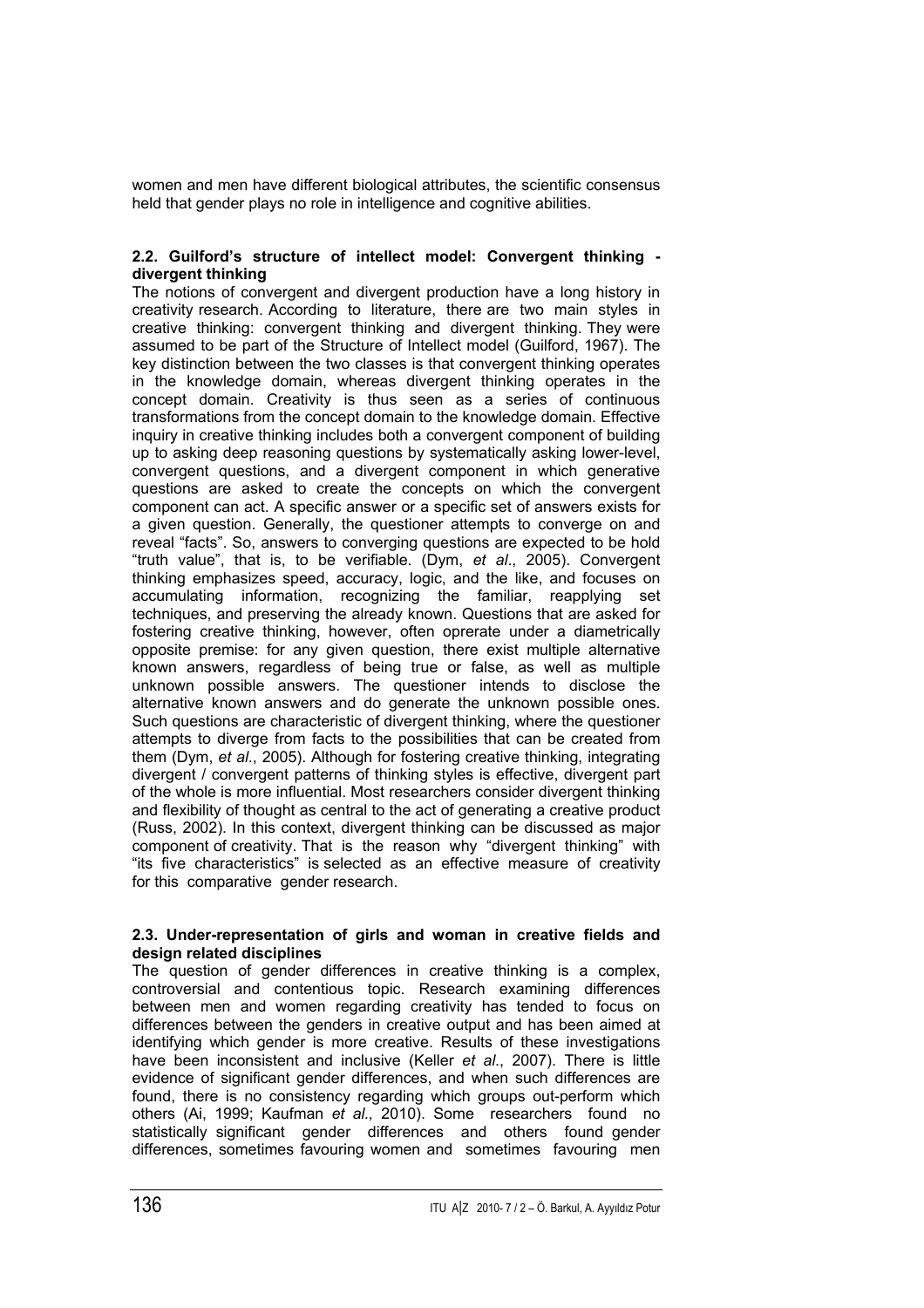women and men have different biological attributes, the scientific consensus held that gender plays no role in intelligence and cognitive abilities.

### 2.2. Guilford's structure of intellect model: Convergent thinking - divergent thinking

The notions of convergent and divergent production have a long history in creativity research. According to literature, there are two main styles in creative thinking: convergent thinking and divergent thinking. They were assumed to be part of the Structure of Intellect model (Guilford, 1967). The key distinction between the two classes is that convergent thinking operates in the knowledge domain, whereas divergent thinking operates in the concept domain. Creativity is thus seen as a series of continuous transformations from the concept domain to the knowledge domain. Effective inquiry in creative thinking includes both a convergent component of building up to asking deep reasoning questions by systematically asking lower-level, convergent questions, and a divergent component in which generative questions are asked to create the concepts on which the convergent component can act. A specific answer or a specific set of answers exists for a given question. Generally, the questioner attempts to converge on and reveal "facts". So, answers to converging questions are expected to be hold "truth value", that is, to be verifiable. (Dym, *et al*., 2005). Convergent thinking emphasizes speed, accuracy, logic, and the like, and focuses on accumulating information, recognizing the familiar, reapplying set techniques, and preserving the already known. Questions that are asked for fostering creative thinking, however, often oprerate under a diametrically opposite premise: for any given question, there exist multiple alternative known answers, regardless of being true or false, as well as multiple unknown possible answers. The questioner intends to disclose the alternative known answers and do generate the unknown possible ones. Such questions are characteristic of divergent thinking, where the questioner attempts to diverge from facts to the possibilities that can be created from them (Dym, *et al*., 2005). Although for fostering creative thinking, integrating divergent / convergent patterns of thinking styles is effective, divergent part of the whole is more influential. Most researchers consider divergent thinking and flexibility of thought as central to the act of generating a creative product (Russ, 2002). In this context, divergent thinking can be discussed as major component of creativity. That is the reason why "divergent thinking" with "its five characteristics" is selected as an effective measure of creativity for this comparative gender research.

### 2.3. Under-representation of girls and woman in creative fields and design related disciplines

The question of gender differences in creative thinking is a complex, controversial and contentious topic. Research examining differences between men and women regarding creativity has tended to focus on differences between the genders in creative output and has been aimed at identifying which gender is more creative. Results of these investigations have been inconsistent and inclusive (Keller *et al*., 2007). There is little evidence of significant gender differences, and when such differences are found, there is no consistency regarding which groups out-perform which others (Ai, 1999; Kaufman *et al.,* 2010). Some researchers found no statistically significant gender differences and others found gender differences, sometimes favouring women and sometimes favouring men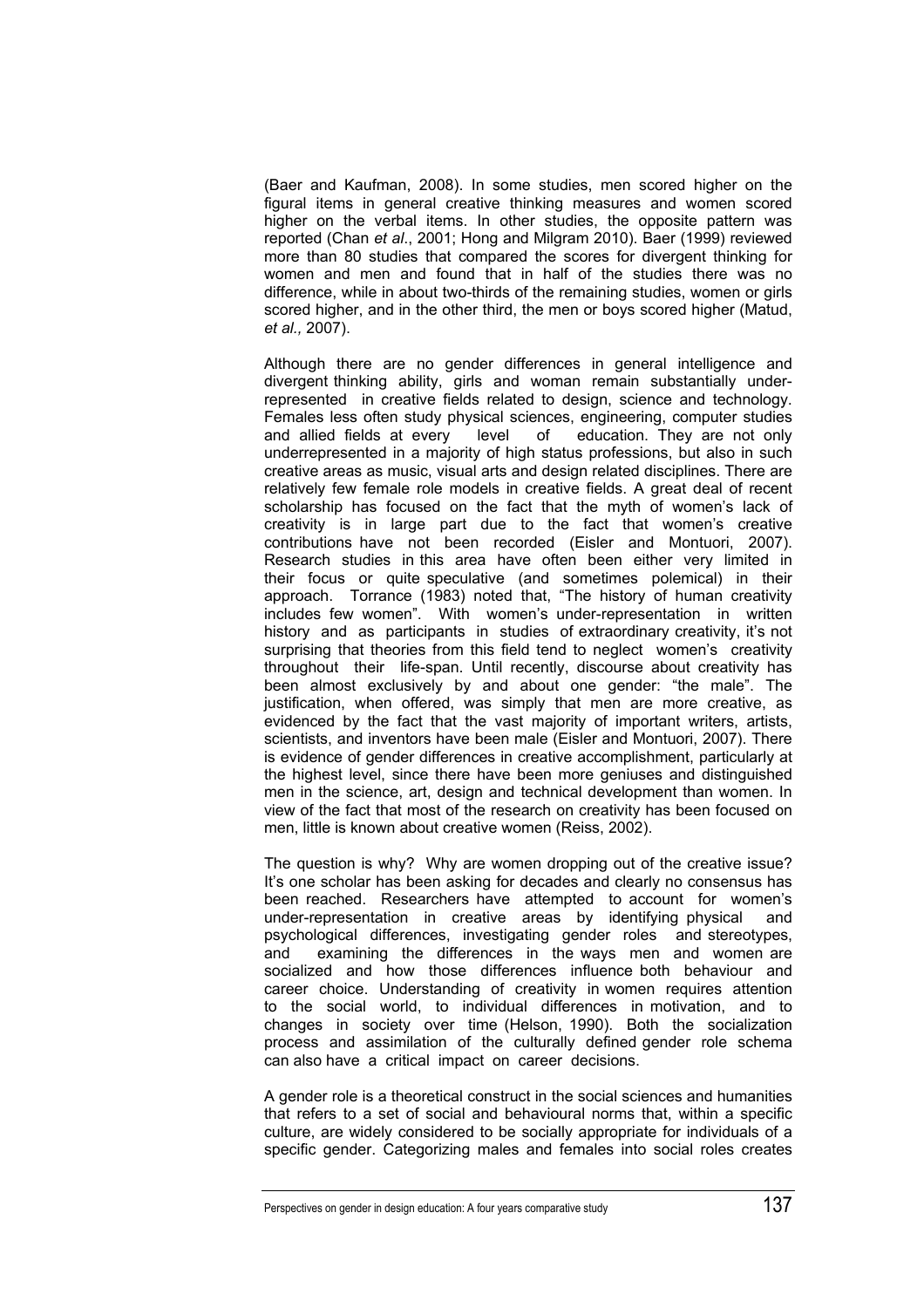(Baer and Kaufman, 2008). In some studies, men scored higher on the figural items in general creative thinking measures and women scored higher on the verbal items. In other studies, the opposite pattern was reported (Chan *et al*., 2001; Hong and Milgram 2010). Baer (1999) reviewed more than 80 studies that compared the scores for divergent thinking for women and men and found that in half of the studies there was no difference, while in about two-thirds of the remaining studies, women or girls scored higher, and in the other third, the men or boys scored higher (Matud, *et al.,* 2007).

Although there are no gender differences in general intelligence and divergent thinking ability, girls and woman remain substantially under-represented in creative fields related to design, science and technology. Females less often study physical sciences, engineering, computer studies and allied fields at every level of education. They are not only underrepresented in a majority of high status professions, but also in such creative areas as music, visual arts and design related disciplines. There are relatively few female role models in creative fields. A great deal of recent scholarship has focused on the fact that the myth of women's lack of creativity is in large part due to the fact that women's creative contributions have not been recorded (Eisler and Montuori, 2007). Research studies in this area have often been either very limited in their focus or quite speculative (and sometimes polemical) in their approach. Torrance (1983) noted that, "The history of human creativity includes few women". With women's under-representation in written history and as participants in studies of extraordinary creativity, it's not surprising that theories from this field tend to neglect women's creativity throughout their life-span. Until recently, discourse about creativity has been almost exclusively by and about one gender: "the male". The justification, when offered, was simply that men are more creative, as evidenced by the fact that the vast majority of important writers, artists, scientists, and inventors have been male (Eisler and Montuori, 2007). There is evidence of gender differences in creative accomplishment, particularly at the highest level, since there have been more geniuses and distinguished men in the science, art, design and technical development than women. In view of the fact that most of the research on creativity has been focused on men, little is known about creative women (Reiss, 2002).

The question is why? Why are women dropping out of the creative issue? It's one scholar has been asking for decades and clearly no consensus has been reached. Researchers have attempted to account for women's under-representation in creative areas by identifying physical and psychological differences, investigating gender roles and stereotypes, and examining the differences in the ways men and women are socialized and how those differences influence both behaviour and career choice. Understanding of creativity in women requires attention to the social world, to individual differences in motivation, and to changes in society over time (Helson, 1990). Both the socialization process and assimilation of the culturally defined gender role schema can also have a critical impact on career decisions.

A gender role is a theoretical construct in the social sciences and humanities that refers to a set of social and behavioural norms that, within a specific culture, are widely considered to be socially appropriate for individuals of a specific gender. Categorizing males and females into social roles creates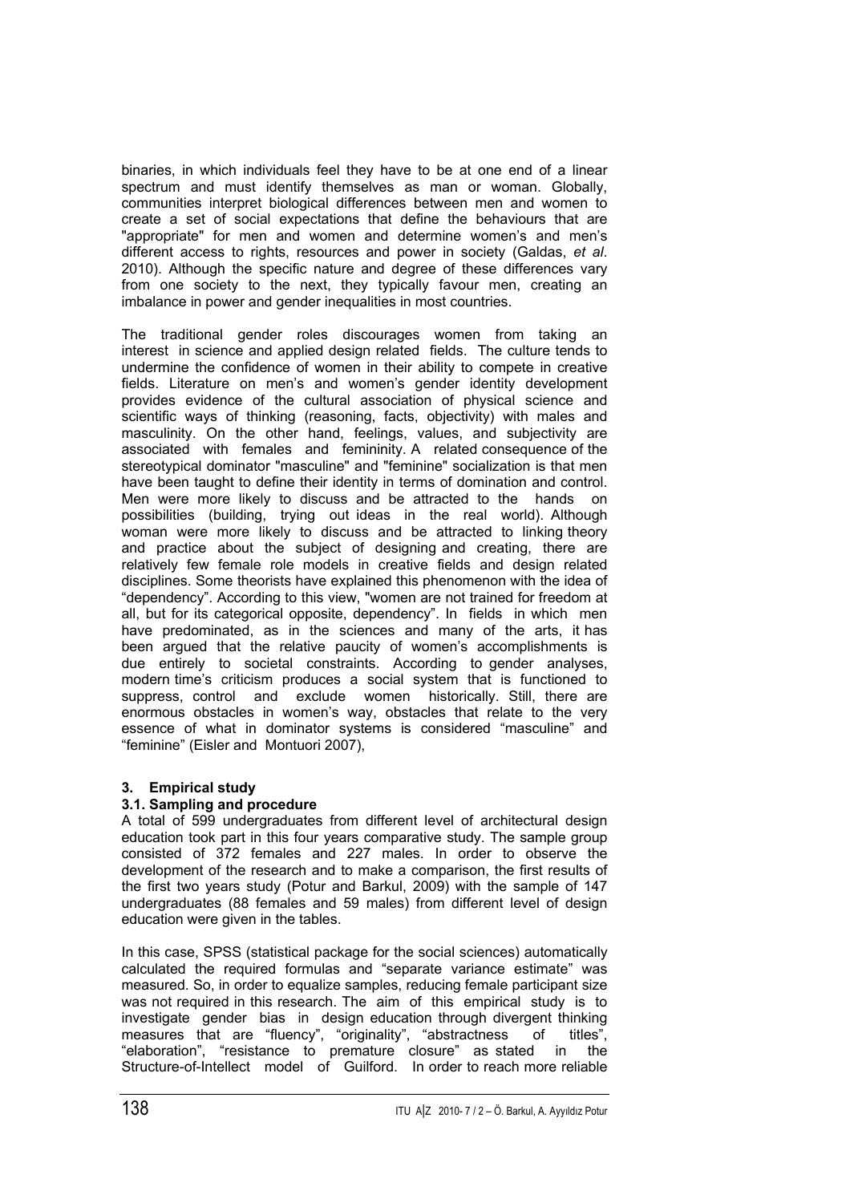binaries, in which individuals feel they have to be at one end of a linear spectrum and must identify themselves as man or woman. Globally, communities interpret biological differences between men and women to create a set of social expectations that define the behaviours that are "appropriate" for men and women and determine women's and men's different access to rights, resources and power in society (Galdas, *et al.* 2010). Although the specific nature and degree of these differences vary from one society to the next, they typically favour men, creating an imbalance in power and gender inequalities in most countries.

The traditional gender roles discourages women from taking an interest in science and applied design related fields. The culture tends to undermine the confidence of women in their ability to compete in creative fields. Literature on men's and women's gender identity development provides evidence of the cultural association of physical science and scientific ways of thinking (reasoning, facts, objectivity) with males and masculinity. On the other hand, feelings, values, and subjectivity are associated with females and femininity. A related consequence of the stereotypical dominator "masculine" and "feminine" socialization is that men have been taught to define their identity in terms of domination and control. Men were more likely to discuss and be attracted to the hands on possibilities (building, trying out ideas in the real world). Although woman were more likely to discuss and be attracted to linking theory and practice about the subject of designing and creating, there are relatively few female role models in creative fields and design related disciplines. Some theorists have explained this phenomenon with the idea of "dependency". According to this view, "women are not trained for freedom at all, but for its categorical opposite, dependency". In fields in which men have predominated, as in the sciences and many of the arts, it has been argued that the relative paucity of women's accomplishments is due entirely to societal constraints. According to gender analyses, modern time's criticism produces a social system that is functioned to suppress, control and exclude women historically. Still, there are enormous obstacles in women's way, obstacles that relate to the very essence of what in dominator systems is considered "masculine" and "feminine" (Eisler and Montuori 2007),

## 3. Empirical study

### 3.1. Sampling and procedure

A total of 599 undergraduates from different level of architectural design education took part in this four years comparative study. The sample group consisted of 372 females and 227 males. In order to observe the development of the research and to make a comparison, the first results of the first two years study (Potur and Barkul, 2009) with the sample of 147 undergraduates (88 females and 59 males) from different level of design education were given in the tables.

In this case, SPSS (statistical package for the social sciences) automatically calculated the required formulas and "separate variance estimate" was measured. So, in order to equalize samples, reducing female participant size was not required in this research. The aim of this empirical study is to investigate gender bias in design education through divergent thinking measures that are "fluency", "originality", "abstractness of titles", "elaboration", "resistance to premature closure" as stated in the Structure-of-Intellect model of Guilford. In order to reach more reliable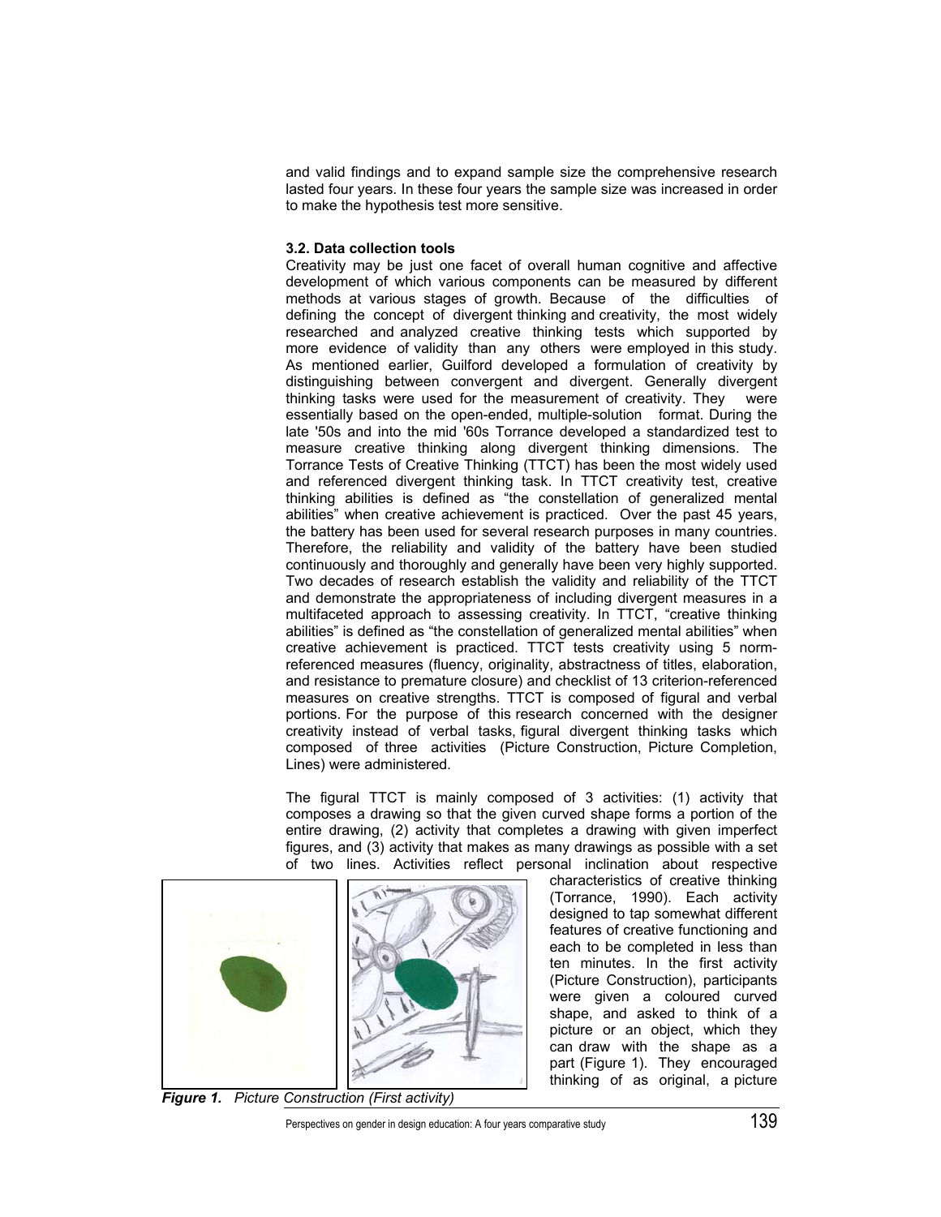and valid findings and to expand sample size the comprehensive research lasted four years. In these four years the sample size was increased in order to make the hypothesis test more sensitive.

### 3.2. Data collection tools

Creativity may be just one facet of overall human cognitive and affective development of which various components can be measured by different methods at various stages of growth. Because of the difficulties of defining the concept of divergent thinking and creativity, the most widely researched and analyzed creative thinking tests which supported by more evidence of validity than any others were employed in this study. As mentioned earlier, Guilford developed a formulation of creativity by distinguishing between convergent and divergent. Generally divergent thinking tasks were used for the measurement of creativity. They were essentially based on the open-ended, multiple-solution format. During the late '50s and into the mid '60s Torrance developed a standardized test to measure creative thinking along divergent thinking dimensions. The Torrance Tests of Creative Thinking (TTCT) has been the most widely used and referenced divergent thinking task. In TTCT creativity test, creative thinking abilities is defined as "the constellation of generalized mental abilities" when creative achievement is practiced. Over the past 45 years, the battery has been used for several research purposes in many countries. Therefore, the reliability and validity of the battery have been studied continuously and thoroughly and generally have been very highly supported. Two decades of research establish the validity and reliability of the TTCT and demonstrate the appropriateness of including divergent measures in a multifaceted approach to assessing creativity. In TTCT, "creative thinking abilities" is defined as "the constellation of generalized mental abilities" when creative achievement is practiced. TTCT tests creativity using 5 norm-referenced measures (fluency, originality, abstractness of titles, elaboration, and resistance to premature closure) and checklist of 13 criterion-referenced measures on creative strengths. TTCT is composed of figural and verbal portions. For the purpose of this research concerned with the designer creativity instead of verbal tasks, figural divergent thinking tasks which composed of three activities (Picture Construction, Picture Completion, Lines) were administered.

The figural TTCT is mainly composed of 3 activities: (1) activity that composes a drawing so that the given curved shape forms a portion of the entire drawing, (2) activity that completes a drawing with given imperfect figures, and (3) activity that makes as many drawings as possible with a set of two lines. Activities reflect personal inclination about respective characteristics of creative thinking (Torrance, 1990). Each activity designed to tap somewhat different features of creative functioning and each to be completed in less than ten minutes. In the first activity (Picture Construction), participants were given a coloured curved shape, and asked to think of a picture or an object, which they can draw with the shape as a part (Figure 1). They encouraged thinking of as original, a picture

***Figure 1.*** *Picture Construction (First activity)*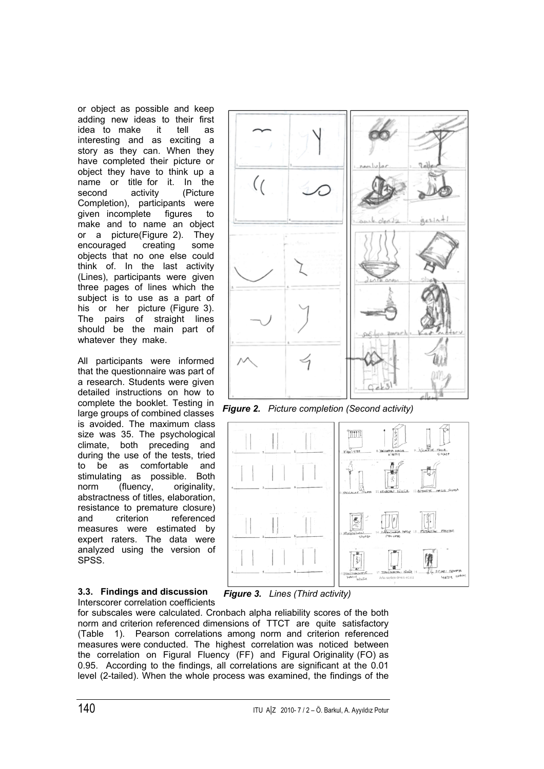or object as possible and keep adding new ideas to their first idea to make it tell as interesting and as exciting a story as they can. When they have completed their picture or object they have to think up a name or title for it. In the second activity (Picture Completion), participants were given incomplete figures to make and to name an object or a picture(Figure 2). They encouraged creating some objects that no one else could think of. In the last activity (Lines), participants were given three pages of lines which the subject is to use as a part of his or her picture (Figure 3). The pairs of straight lines should be the main part of whatever they make.

All participants were informed that the questionnaire was part of a research. Students were given detailed instructions on how to complete the booklet. Testing in large groups of combined classes is avoided. The maximum class size was 35. The psychological climate, both preceding and during the use of the tests, tried to be as comfortable and stimulating as possible. Both norm (fluency, originality, abstractness of titles, elaboration, resistance to premature closure) and criterion referenced measures were estimated by expert raters. The data were analyzed using the version of SPSS.

*Figure 2. Picture completion (Second activity)*

*Figure 3. Lines (Third activity)*

### 3.3. Findings and discussion

Interscorer correlation coefficients for subscales were calculated. Cronbach alpha reliability scores of the both norm and criterion referenced dimensions of TTCT are quite satisfactory (Table 1). Pearson correlations among norm and criterion referenced measures were conducted. The highest correlation was noticed between the correlation on Figural Fluency (FF) and Figural Originality (FO) as 0.95. According to the findings, all correlations are significant at the 0.01 level (2-tailed). When the whole process was examined, the findings of the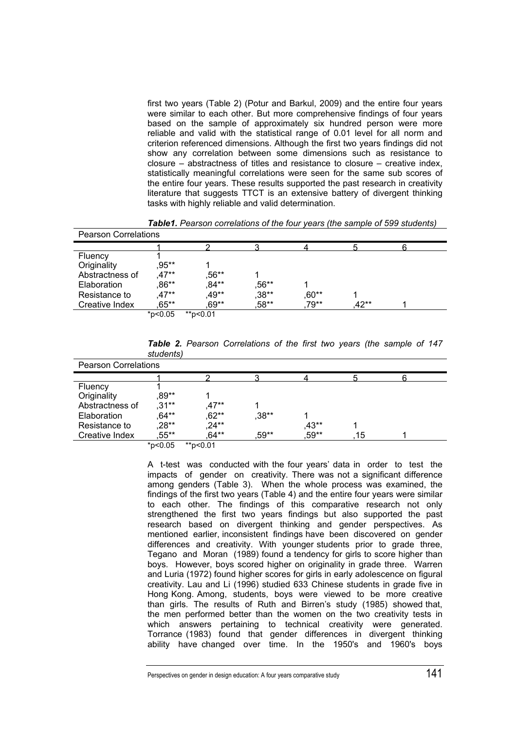first two years (Table 2) (Potur and Barkul, 2009) and the entire four years were similar to each other. But more comprehensive findings of four years based on the sample of approximately six hundred person were more reliable and valid with the statistical range of 0.01 level for all norm and criterion referenced dimensions. Although the first two years findings did not show any correlation between some dimensions such as resistance to closure – abstractness of titles and resistance to closure – creative index, statistically meaningful correlations were seen for the same sub scores of the entire four years. These results supported the past research in creativity literature that suggests TTCT is an extensive battery of divergent thinking tasks with highly reliable and valid determination.

***Table1.** Pearson correlations of the four years (the sample of 599 students)*

| Pearson Correlations | | | | | | |
|---|---|---|---|---|---|---|
| | 1 | 2 | 3 | 4 | 5 | 6 |
| Fluency | 1 | | | | | |
| Originality | ,95** | 1 | | | | |
| Abstractness of | ,47** | ,56** | 1 | | | |
| Elaboration | ,86** | ,84** | ,56** | 1 | | |
| Resistance to | ,47** | ,49** | ,38** | ,60** | 1 | |
| Creative Index | ,65** | ,69** | ,58** | ,79** | ,42** | 1 |
| | *p<0.05 | **p<0.01 | | | | |

***Table 2.** Pearson Correlations of the first two years (the sample of 147 students)*

| Pearson Correlations | | | | | | |
|---|---|---|---|---|---|---|
| | 1 | 2 | 3 | 4 | 5 | 6 |
| Fluency | 1 | | | | | |
| Originality | ,89** | 1 | | | | |
| Abstractness of | ,31** | ,47** | 1 | | | |
| Elaboration | ,64** | ,62** | ,38** | 1 | | |
| Resistance to | ,28** | ,24** | | ,43** | 1 | |
| Creative Index | ,55** | ,64** | ,59** | ,59** | ,15 | 1 |
| | *p<0.05 | **p<0.01 | | | | |

A t-test was conducted with the four years' data in order to test the impacts of gender on creativity. There was not a significant difference among genders (Table 3). When the whole process was examined, the findings of the first two years (Table 4) and the entire four years were similar to each other. The findings of this comparative research not only strengthened the first two years findings but also supported the past research based on divergent thinking and gender perspectives. As mentioned earlier, inconsistent findings have been discovered on gender differences and creativity. With younger students prior to grade three, Tegano and Moran (1989) found a tendency for girls to score higher than boys. However, boys scored higher on originality in grade three. Warren and Luria (1972) found higher scores for girls in early adolescence on figural creativity. Lau and Li (1996) studied 633 Chinese students in grade five in Hong Kong. Among, students, boys were viewed to be more creative than girls. The results of Ruth and Birren's study (1985) showed that, the men performed better than the women on the two creativity tests in which answers pertaining to technical creativity were generated. Torrance (1983) found that gender differences in divergent thinking ability have changed over time. In the 1950's and 1960's boys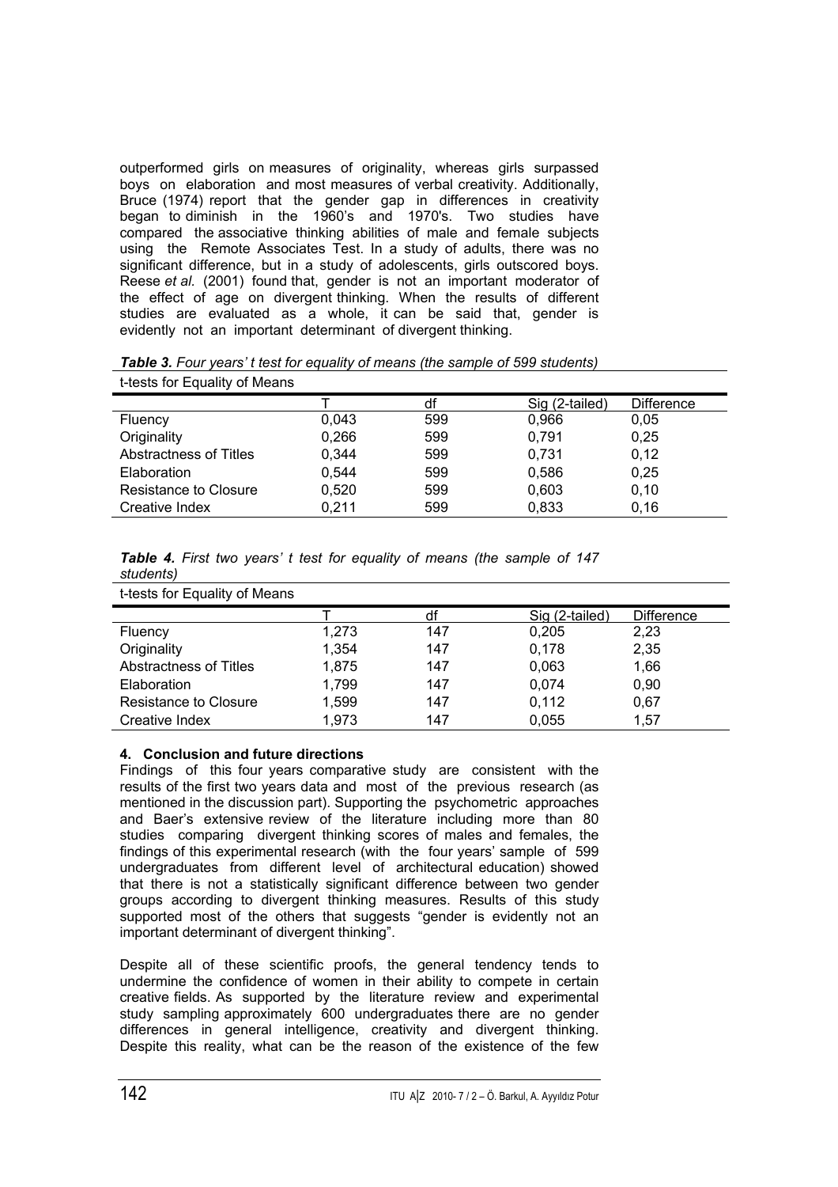outperformed girls on measures of originality, whereas girls surpassed boys on elaboration and most measures of verbal creativity. Additionally, Bruce (1974) report that the gender gap in differences in creativity began to diminish in the 1960's and 1970's. Two studies have compared the associative thinking abilities of male and female subjects using the Remote Associates Test. In a study of adults, there was no significant difference, but in a study of adolescents, girls outscored boys. Reese *et al.* (2001) found that, gender is not an important moderator of the effect of age on divergent thinking. When the results of different studies are evaluated as a whole, it can be said that, gender is evidently not an important determinant of divergent thinking.

***Table 3.*** *Four years' t test for equality of means (the sample of 599 students)*

t-tests for Equality of Means

| | T | df | Sig (2-tailed) | Difference |
|---|---|---|---|---|
| Fluency | 0,043 | 599 | 0,966 | 0,05 |
| Originality | 0,266 | 599 | 0,791 | 0,25 |
| Abstractness of Titles | 0,344 | 599 | 0,731 | 0,12 |
| Elaboration | 0,544 | 599 | 0,586 | 0,25 |
| Resistance to Closure | 0,520 | 599 | 0,603 | 0,10 |
| Creative Index | 0,211 | 599 | 0,833 | 0,16 |

***Table 4.*** *First two years' t test for equality of means (the sample of 147 students)*

t-tests for Equality of Means

| | T | df | Sig (2-tailed) | Difference |
|---|---|---|---|---|
| Fluency | 1,273 | 147 | 0,205 | 2,23 |
| Originality | 1,354 | 147 | 0,178 | 2,35 |
| Abstractness of Titles | 1,875 | 147 | 0,063 | 1,66 |
| Elaboration | 1,799 | 147 | 0,074 | 0,90 |
| Resistance to Closure | 1,599 | 147 | 0,112 | 0,67 |
| Creative Index | 1,973 | 147 | 0,055 | 1,57 |

## 4. Conclusion and future directions

Findings of this four years comparative study are consistent with the results of the first two years data and most of the previous research (as mentioned in the discussion part). Supporting the psychometric approaches and Baer's extensive review of the literature including more than 80 studies comparing divergent thinking scores of males and females, the findings of this experimental research (with the four years' sample of 599 undergraduates from different level of architectural education) showed that there is not a statistically significant difference between two gender groups according to divergent thinking measures. Results of this study supported most of the others that suggests "gender is evidently not an important determinant of divergent thinking".

Despite all of these scientific proofs, the general tendency tends to undermine the confidence of women in their ability to compete in certain creative fields. As supported by the literature review and experimental study sampling approximately 600 undergraduates there are no gender differences in general intelligence, creativity and divergent thinking. Despite this reality, what can be the reason of the existence of the few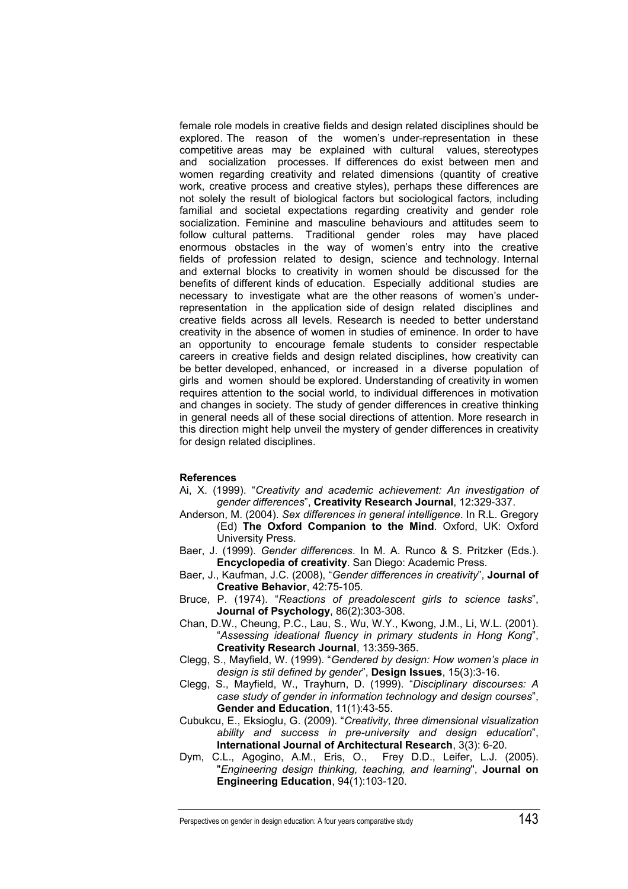female role models in creative fields and design related disciplines should be explored. The reason of the women's under-representation in these competitive areas may be explained with cultural values, stereotypes and socialization processes. If differences do exist between men and women regarding creativity and related dimensions (quantity of creative work, creative process and creative styles), perhaps these differences are not solely the result of biological factors but sociological factors, including familial and societal expectations regarding creativity and gender role socialization. Feminine and masculine behaviours and attitudes seem to follow cultural patterns. Traditional gender roles may have placed enormous obstacles in the way of women's entry into the creative fields of profession related to design, science and technology. Internal and external blocks to creativity in women should be discussed for the benefits of different kinds of education. Especially additional studies are necessary to investigate what are the other reasons of women's under-representation in the application side of design related disciplines and creative fields across all levels. Research is needed to better understand creativity in the absence of women in studies of eminence. In order to have an opportunity to encourage female students to consider respectable careers in creative fields and design related disciplines, how creativity can be better developed, enhanced, or increased in a diverse population of girls and women should be explored. Understanding of creativity in women requires attention to the social world, to individual differences in motivation and changes in society. The study of gender differences in creative thinking in general needs all of these social directions of attention. More research in this direction might help unveil the mystery of gender differences in creativity for design related disciplines.

**References**

Ai, X. (1999). "*Creativity and academic achievement: An investigation of gender differences*", **Creativity Research Journal**, 12:329-337.

Anderson, M. (2004). *Sex differences in general intelligence*. In R.L. Gregory (Ed) **The Oxford Companion to the Mind**. Oxford, UK: Oxford University Press.

Baer, J. (1999). *Gender differences*. In M. A. Runco & S. Pritzker (Eds.). **Encyclopedia of creativity**. San Diego: Academic Press.

Baer, J., Kaufman, J.C. (2008), "*Gender differences in creativity*", **Journal of Creative Behavior**, 42:75-105.

Bruce, P. (1974). "*Reactions of preadolescent girls to science tasks*", **Journal of Psychology**, 86(2):303-308.

Chan, D.W., Cheung, P.C., Lau, S., Wu, W.Y., Kwong, J.M., Li, W.L. (2001). "*Assessing ideational fluency in primary students in Hong Kong*", **Creativity Research Journal**, 13:359-365.

Clegg, S., Mayfield, W. (1999). "*Gendered by design: How women's place in design is stil defined by gender*", **Design Issues**, 15(3):3-16.

Clegg, S., Mayfield, W., Trayhurn, D. (1999). "*Disciplinary discourses: A case study of gender in information technology and design courses*", **Gender and Education**, 11(1):43-55.

Cubukcu, E., Eksioglu, G. (2009). "*Creativity, three dimensional visualization ability and success in pre-university and design education*", **International Journal of Architectural Research**, 3(3): 6-20.

Dym, C.L., Agogino, A.M., Eris, O., Frey D.D., Leifer, L.J. (2005). "*Engineering design thinking, teaching, and learning*", **Journal on Engineering Education**, 94(1):103-120.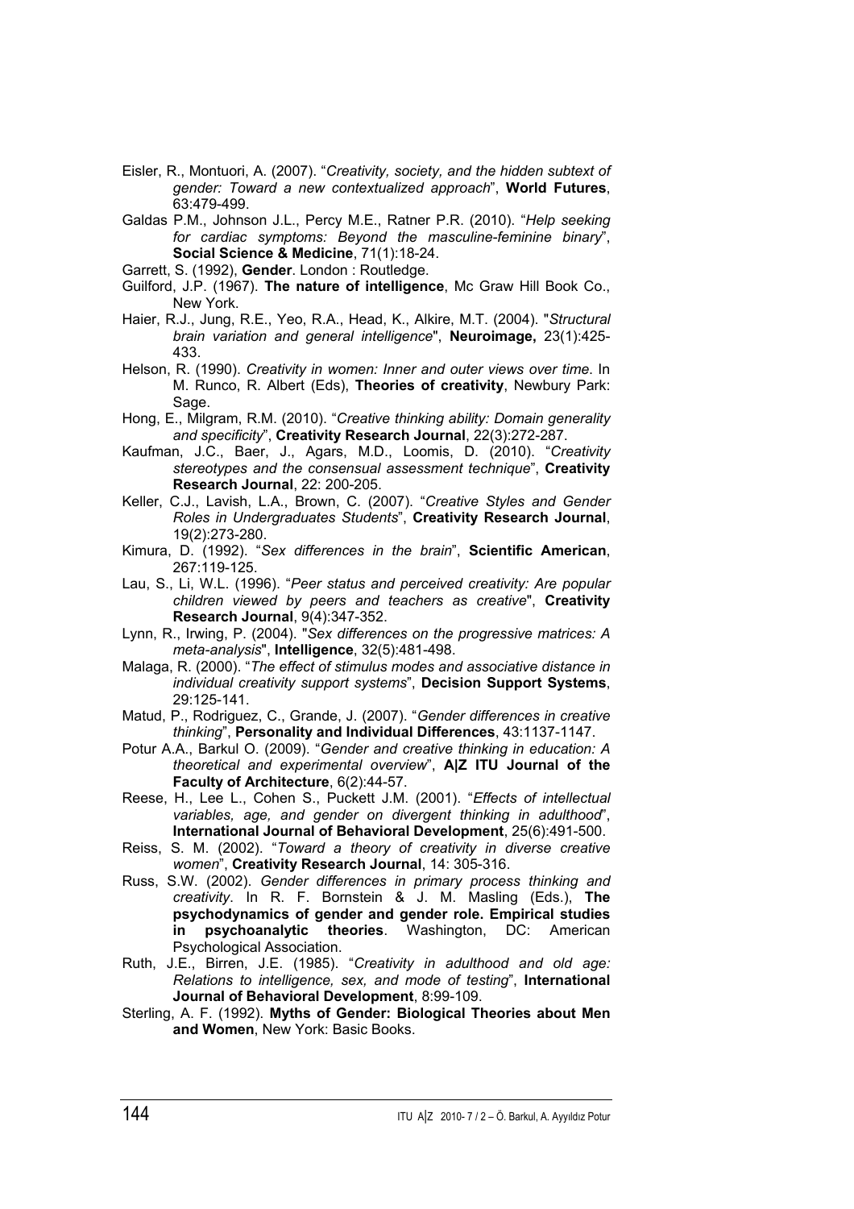Eisler, R., Montuori, A. (2007). "*Creativity, society, and the hidden subtext of gender: Toward a new contextualized approach*", **World Futures**, 63:479-499.

Galdas P.M., Johnson J.L., Percy M.E., Ratner P.R. (2010). "*Help seeking for cardiac symptoms: Beyond the masculine-feminine binary*", **Social Science & Medicine**, 71(1):18-24.

Garrett, S. (1992), **Gender**. London : Routledge.

Guilford, J.P. (1967). **The nature of intelligence**, Mc Graw Hill Book Co., New York.

Haier, R.J., Jung, R.E., Yeo, R.A., Head, K., Alkire, M.T. (2004). "*Structural brain variation and general intelligence*", **Neuroimage,** 23(1):425-433.

Helson, R. (1990). *Creativity in women: Inner and outer views over time*. In M. Runco, R. Albert (Eds), **Theories of creativity**, Newbury Park: Sage.

Hong, E., Milgram, R.M. (2010). "*Creative thinking ability: Domain generality and specificity*", **Creativity Research Journal**, 22(3):272-287.

Kaufman, J.C., Baer, J., Agars, M.D., Loomis, D. (2010). "*Creativity stereotypes and the consensual assessment technique*", **Creativity Research Journal**, 22: 200-205.

Keller, C.J., Lavish, L.A., Brown, C. (2007). "*Creative Styles and Gender Roles in Undergraduates Students*", **Creativity Research Journal**, 19(2):273-280.

Kimura, D. (1992). "*Sex differences in the brain*", **Scientific American**, 267:119-125.

Lau, S., Li, W.L. (1996). "*Peer status and perceived creativity: Are popular children viewed by peers and teachers as creative*", **Creativity Research Journal**, 9(4):347-352.

Lynn, R., Irwing, P. (2004). "*Sex differences on the progressive matrices: A meta-analysis*", **Intelligence**, 32(5):481-498.

Malaga, R. (2000). "*The effect of stimulus modes and associative distance in individual creativity support systems*", **Decision Support Systems**, 29:125-141.

Matud, P., Rodriguez, C., Grande, J. (2007). "*Gender differences in creative thinking*", **Personality and Individual Differences**, 43:1137-1147.

Potur A.A., Barkul O. (2009). "*Gender and creative thinking in education: A theoretical and experimental overview*", **A|Z ITU Journal of the Faculty of Architecture**, 6(2):44-57.

Reese, H., Lee L., Cohen S., Puckett J.M. (2001). "*Effects of intellectual variables, age, and gender on divergent thinking in adulthood*", **International Journal of Behavioral Development**, 25(6):491-500.

Reiss, S. M. (2002). "*Toward a theory of creativity in diverse creative women*", **Creativity Research Journal**, 14: 305-316.

Russ, S.W. (2002). *Gender differences in primary process thinking and creativity*. In R. F. Bornstein & J. M. Masling (Eds.), **The psychodynamics of gender and gender role. Empirical studies in psychoanalytic theories**. Washington, DC: American Psychological Association.

Ruth, J.E., Birren, J.E. (1985). "*Creativity in adulthood and old age: Relations to intelligence, sex, and mode of testing*", **International Journal of Behavioral Development**, 8:99-109.

Sterling, A. F. (1992). **Myths of Gender: Biological Theories about Men and Women**, New York: Basic Books.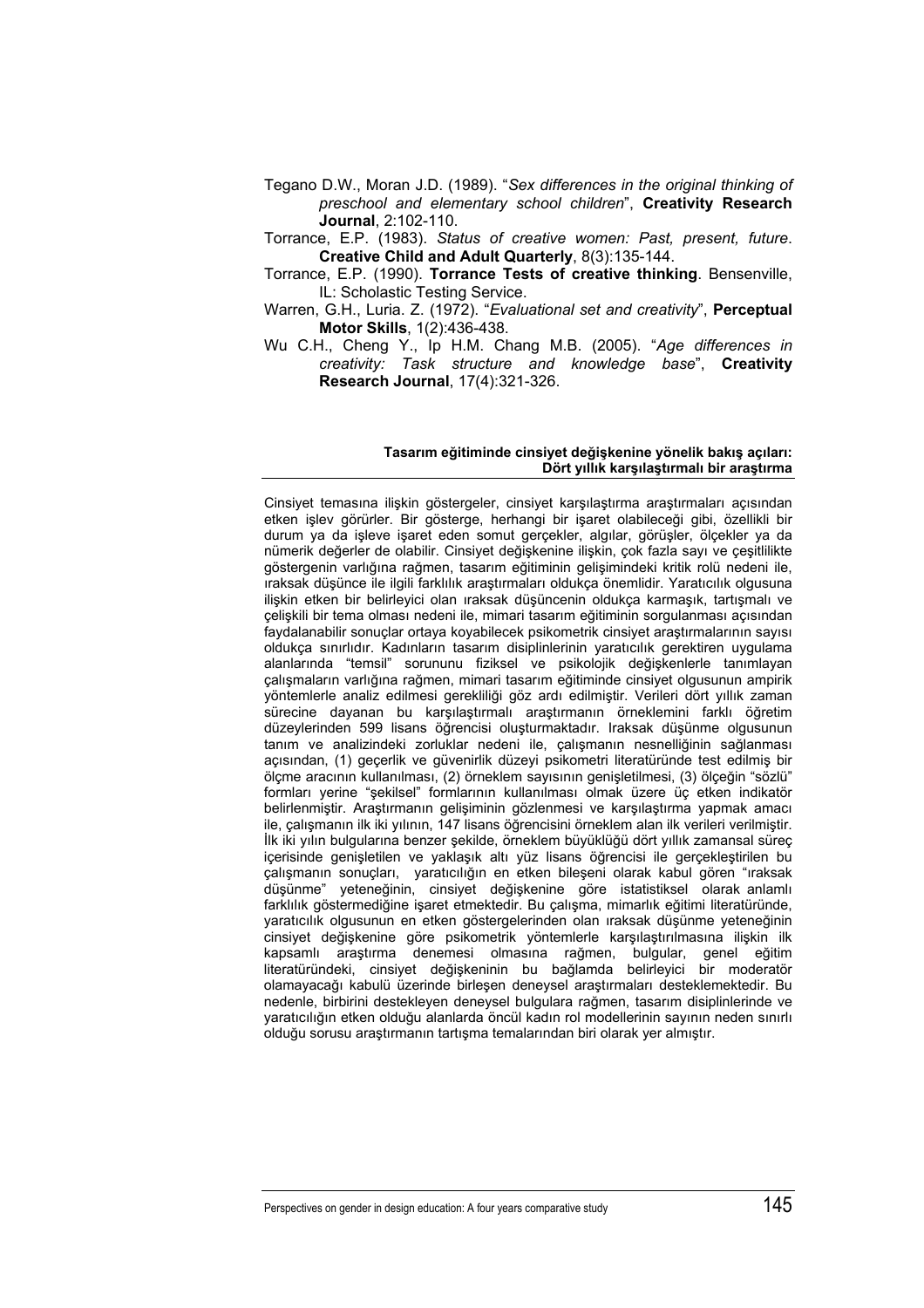Tegano D.W., Moran J.D. (1989). "*Sex differences in the original thinking of preschool and elementary school children*", **Creativity Research Journal**, 2:102-110.

Torrance, E.P. (1983). *Status of creative women: Past, present, future*. **Creative Child and Adult Quarterly**, 8(3):135-144.

Torrance, E.P. (1990). **Torrance Tests of creative thinking**. Bensenville, IL: Scholastic Testing Service.

Warren, G.H., Luria. Z. (1972). "*Evaluational set and creativity*", **Perceptual Motor Skills**, 1(2):436-438.

Wu C.H., Cheng Y., Ip H.M. Chang M.B. (2005). "*Age differences in creativity: Task structure and knowledge base*", **Creativity Research Journal**, 17(4):321-326.

**Tasarım eğitiminde cinsiyet değişkenine yönelik bakış açıları: Dört yıllık karşılaştırmalı bir araştırma**

Cinsiyet temasına ilişkin göstergeler, cinsiyet karşılaştırma araştırmaları açısından etken işlev görürler. Bir gösterge, herhangi bir işaret olabileceği gibi, özellikli bir durum ya da işleve işaret eden somut gerçekler, algılar, görüşler, ölçekler ya da nümerik değerler de olabilir. Cinsiyet değişkenine ilişkin, çok fazla sayı ve çeşitlilikte göstergenin varlığına rağmen, tasarım eğitiminin gelişimindeki kritik rolü nedeni ile, ıraksak düşünce ile ilgili farklılık araştırmaları oldukça önemlidir. Yaratıcılık olgusuna ilişkin etken bir belirleyici olan ıraksak düşüncenin oldukça karmaşık, tartışmalı ve çelişkili bir tema olması nedeni ile, mimari tasarım eğitiminin sorgulanması açısından faydalanabilir sonuçlar ortaya koyabilecek psikometrik cinsiyet araştırmalarının sayısı oldukça sınırlıdır. Kadınların tasarım disiplinlerinin yaratıcılık gerektiren uygulama alanlarında "temsil" sorununu fiziksel ve psikolojik değişkenlerle tanımlayan çalışmaların varlığına rağmen, mimari tasarım eğitiminde cinsiyet olgusunun ampirik yöntemlerle analiz edilmesi gerekliliği göz ardı edilmiştir. Verileri dört yıllık zaman sürecine dayanan bu karşılaştırmalı araştırmanın örneklemini farklı öğretim düzeylerinden 599 lisans öğrencisi oluşturmaktadır. Iraksak düşünme olgusunun tanım ve analizindeki zorluklar nedeni ile, çalışmanın nesnelliğinin sağlanması açısından, (1) geçerlik ve güvenirlik düzeyi psikometri literatüründe test edilmiş bir ölçme aracının kullanılması, (2) örneklem sayısının genişletilmesi, (3) ölçeğin "sözlü" formları yerine "şekilsel" formlarının kullanılması olmak üzere üç etken indikatör belirlenmiştir. Araştırmanın gelişiminin gözlenmesi ve karşılaştırma yapmak amacı ile, çalışmanın ilk iki yılının, 147 lisans öğrencisini örneklem alan ilk verileri verilmiştir. İlk iki yılın bulgularına benzer şekilde, örneklem büyüklüğü dört yıllık zamansal süreç içerisinde genişletilen ve yaklaşık altı yüz lisans öğrencisi ile gerçekleştirilen bu çalışmanın sonuçları, yaratıcılığın en etken bileşeni olarak kabul gören "ıraksak düşünme" yeteneğinin, cinsiyet değişkenine göre istatistiksel olarak anlamlı farklılık göstermediğine işaret etmektedir. Bu çalışma, mimarlık eğitimi literatüründe, yaratıcılık olgusunun en etken göstergelerinden olan ıraksak düşünme yeteneğinin cinsiyet değişkenine göre psikometrik yöntemlerle karşılaştırılmasına ilişkin ilk kapsamlı araştırma denemesi olmasına rağmen, bulgular, genel eğitim literatüründeki, cinsiyet değişkeninin bu bağlamda belirleyici bir moderatör olamayacağı kabulü üzerinde birleşen deneysel araştırmaları desteklemektedir. Bu nedenle, birbirini destekleyen deneysel bulgulara rağmen, tasarım disiplinlerinde ve yaratıcılığın etken olduğu alanlarda öncül kadın rol modellerinin sayının neden sınırlı olduğu sorusu araştırmanın tartışma temalarından biri olarak yer almıştır.